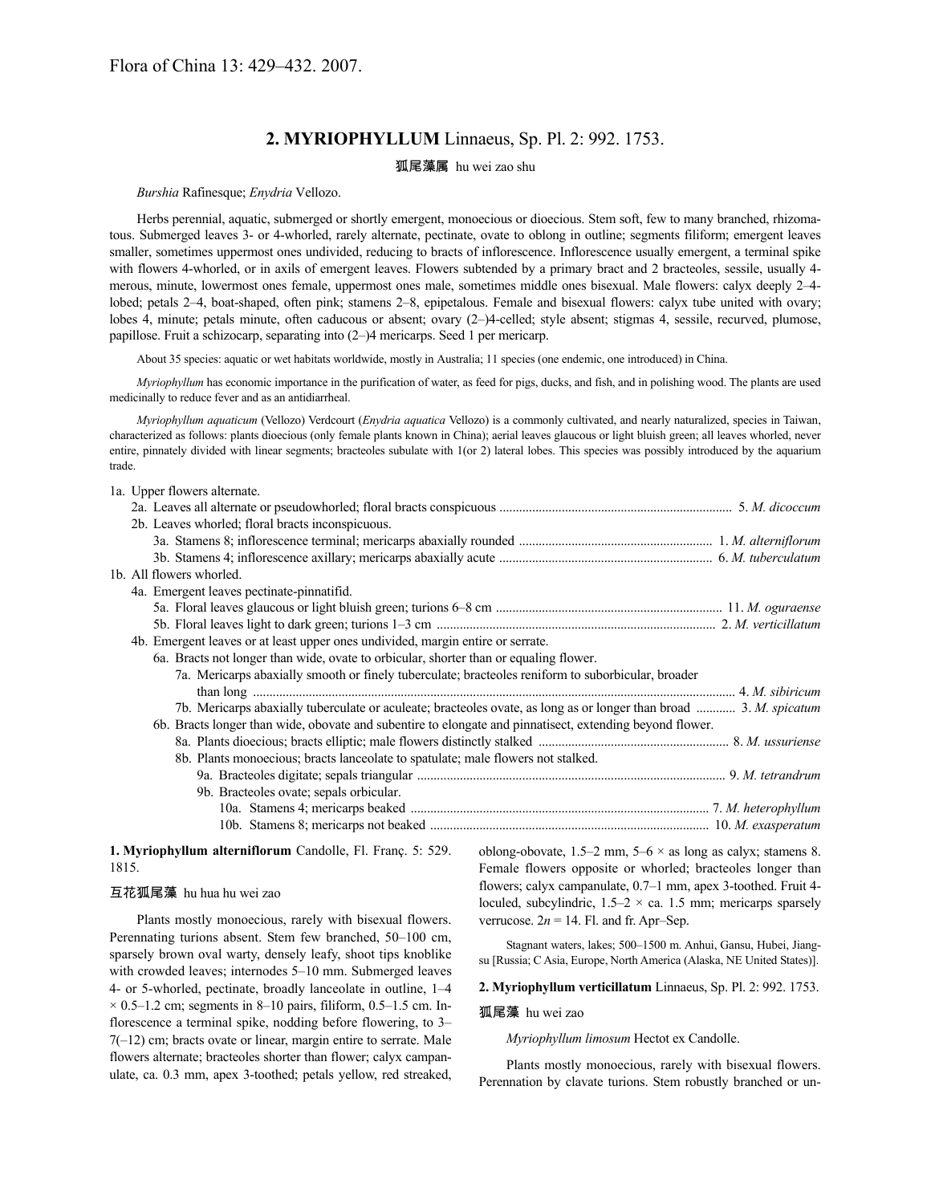Flora of China 13: 429–432. 2007.

## 2. **MYRIOPHYLLUM** Linnaeus, Sp. Pl. 2: 992. 1753.

狐尾藻属 hu wei zao shu

*Burshia* Rafinesque; *Enydria* Vellozo.

Herbs perennial, aquatic, submerged or shortly emergent, monoecious or dioecious. Stem soft, few to many branched, rhizomatous. Submerged leaves 3- or 4-whorled, rarely alternate, pectinate, ovate to oblong in outline; segments filiform; emergent leaves smaller, sometimes uppermost ones undivided, reducing to bracts of inflorescence. Inflorescence usually emergent, a terminal spike with flowers 4-whorled, or in axils of emergent leaves. Flowers subtended by a primary bract and 2 bracteoles, sessile, usually 4-merous, minute, lowermost ones female, uppermost ones male, sometimes middle ones bisexual. Male flowers: calyx deeply 2–4-lobed; petals 2–4, boat-shaped, often pink; stamens 2–8, epipetalous. Female and bisexual flowers: calyx tube united with ovary; lobes 4, minute; petals minute, often caducous or absent; ovary (2–)4-celled; style absent; stigmas 4, sessile, recurved, plumose, papillose. Fruit a schizocarp, separating into (2–)4 mericarps. Seed 1 per mericarp.

About 35 species: aquatic or wet habitats worldwide, mostly in Australia; 11 species (one endemic, one introduced) in China.

*Myriophyllum* has economic importance in the purification of water, as feed for pigs, ducks, and fish, and in polishing wood. The plants are used medicinally to reduce fever and as an antidiarrheal.

*Myriophyllum aquaticum* (Vellozo) Verdcourt (*Enydria aquatica* Vellozo) is a commonly cultivated, and nearly naturalized, species in Taiwan, characterized as follows: plants dioecious (only female plants known in China); aerial leaves glaucous or light bluish green; all leaves whorled, never entire, pinnately divided with linear segments; bracteoles subulate with 1(or 2) lateral lobes. This species was possibly introduced by the aquarium trade.

1a. Upper flowers alternate.
- 2a. Leaves all alternate or pseudowhorled; floral bracts conspicuous ..... 5. *M. dicoccum*
- 2b. Leaves whorled; floral bracts inconspicuous.
  - 3a. Stamens 8; inflorescence terminal; mericarps abaxially rounded ..... 1. *M. alterniflorum*
  - 3b. Stamens 4; inflorescence axillary; mericarps abaxially acute ..... 6. *M. tuberculatum*

1b. All flowers whorled.
- 4a. Emergent leaves pectinate-pinnatifid.
  - 5a. Floral leaves glaucous or light bluish green; turions 6–8 cm ..... 11. *M. oguraense*
  - 5b. Floral leaves light to dark green; turions 1–3 cm ..... 2. *M. verticillatum*
- 4b. Emergent leaves or at least upper ones undivided, margin entire or serrate.
  - 6a. Bracts not longer than wide, ovate to orbicular, shorter than or equaling flower.
    - 7a. Mericarps abaxially smooth or finely tuberculate; bracteoles reniform to suborbicular, broader than long ..... 4. *M. sibiricum*
    - 7b. Mericarps abaxially tuberculate or aculeate; bracteoles ovate, as long as or longer than broad ..... 3. *M. spicatum*
  - 6b. Bracts longer than wide, obovate and subentire to elongate and pinnatisect, extending beyond flower.
    - 8a. Plants dioecious; bracts elliptic; male flowers distinctly stalked ..... 8. *M. ussuriense*
    - 8b. Plants monoecious; bracts lanceolate to spatulate; male flowers not stalked.
      - 9a. Bracteoles digitate; sepals triangular ..... 9. *M. tetrandrum*
      - 9b. Bracteoles ovate; sepals orbicular.
        - 10a. Stamens 4; mericarps beaked ..... 7. *M. heterophyllum*
        - 10b. Stamens 8; mericarps not beaked ..... 10. *M. exasperatum*

**1. Myriophyllum alterniflorum** Candolle, Fl. Franç. 5: 529. 1815.

互花狐尾藻 hu hua hu wei zao

Plants mostly monoecious, rarely with bisexual flowers. Perennating turions absent. Stem few branched, 50–100 cm, sparsely brown oval warty, densely leafy, shoot tips knoblike with crowded leaves; internodes 5–10 mm. Submerged leaves 4- or 5-whorled, pectinate, broadly lanceolate in outline, 1–4 × 0.5–1.2 cm; segments in 8–10 pairs, filiform, 0.5–1.5 cm. Inflorescence a terminal spike, nodding before flowering, to 3–7(–12) cm; bracts ovate or linear, margin entire to serrate. Male flowers alternate; bracteoles shorter than flower; calyx campanulate, ca. 0.3 mm, apex 3-toothed; petals yellow, red streaked, oblong-obovate, 1.5–2 mm, 5–6 × as long as calyx; stamens 8. Female flowers opposite or whorled; bracteoles longer than flowers; calyx campanulate, 0.7–1 mm, apex 3-toothed. Fruit 4-loculed, subcylindric, 1.5–2 × ca. 1.5 mm; mericarps sparsely verrucose. $2n = 14$. Fl. and fr. Apr–Sep.

Stagnant waters, lakes; 500–1500 m. Anhui, Gansu, Hubei, Jiangsu [Russia; C Asia, Europe, North America (Alaska, NE United States)].

**2. Myriophyllum verticillatum** Linnaeus, Sp. Pl. 2: 992. 1753.

狐尾藻 hu wei zao

*Myriophyllum limosum* Hectot ex Candolle.

Plants mostly monoecious, rarely with bisexual flowers. Perennation by clavate turions. Stem robustly branched or un-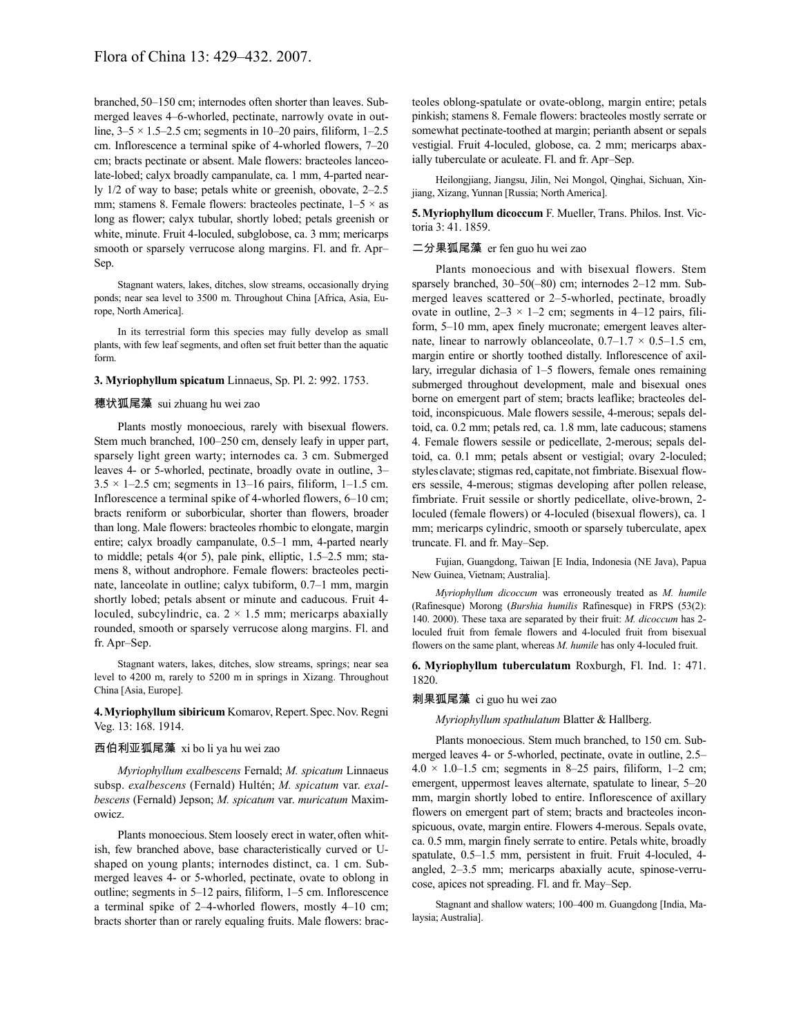branched, 50–150 cm; internodes often shorter than leaves. Submerged leaves 4–6-whorled, pectinate, narrowly ovate in outline, 3–5 × 1.5–2.5 cm; segments in 10–20 pairs, filiform, 1–2.5 cm. Inflorescence a terminal spike of 4-whorled flowers, 7–20 cm; bracts pectinate or absent. Male flowers: bracteoles lanceolate-lobed; calyx broadly campanulate, ca. 1 mm, 4-parted nearly 1/2 of way to base; petals white or greenish, obovate, 2–2.5 mm; stamens 8. Female flowers: bracteoles pectinate, 1–5 × as long as flower; calyx tubular, shortly lobed; petals greenish or white, minute. Fruit 4-loculed, subglobose, ca. 3 mm; mericarps smooth or sparsely verrucose along margins. Fl. and fr. Apr–Sep.

Stagnant waters, lakes, ditches, slow streams, occasionally drying ponds; near sea level to 3500 m. Throughout China [Africa, Asia, Europe, North America].

In its terrestrial form this species may fully develop as small plants, with few leaf segments, and often set fruit better than the aquatic form.

**3. Myriophyllum spicatum** Linnaeus, Sp. Pl. 2: 992. 1753.

穗状狐尾藻 sui zhuang hu wei zao

Plants mostly monoecious, rarely with bisexual flowers. Stem much branched, 100–250 cm, densely leafy in upper part, sparsely light green warty; internodes ca. 3 cm. Submerged leaves 4- or 5-whorled, pectinate, broadly ovate in outline, 3–3.5 × 1–2.5 cm; segments in 13–16 pairs, filiform, 1–1.5 cm. Inflorescence a terminal spike of 4-whorled flowers, 6–10 cm; bracts reniform or suborbicular, shorter than flowers, broader than long. Male flowers: bracteoles rhombic to elongate, margin entire; calyx broadly campanulate, 0.5–1 mm, 4-parted nearly to middle; petals 4(or 5), pale pink, elliptic, 1.5–2.5 mm; stamens 8, without androphore. Female flowers: bracteoles pectinate, lanceolate in outline; calyx tubiform, 0.7–1 mm, margin shortly lobed; petals absent or minute and caducous. Fruit 4-loculed, subcylindric, ca. 2 × 1.5 mm; mericarps abaxially rounded, smooth or sparsely verrucose along margins. Fl. and fr. Apr–Sep.

Stagnant waters, lakes, ditches, slow streams, springs; near sea level to 4200 m, rarely to 5200 m in springs in Xizang. Throughout China [Asia, Europe].

**4. Myriophyllum sibiricum** Komarov, Repert. Spec. Nov. Regni Veg. 13: 168. 1914.

西伯利亚狐尾藻 xi bo li ya hu wei zao

*Myriophyllum exalbescens* Fernald; *M. spicatum* Linnaeus subsp. *exalbescens* (Fernald) Hultén; *M. spicatum* var. *exalbescens* (Fernald) Jepson; *M. spicatum* var. *muricatum* Maximowicz.

Plants monoecious. Stem loosely erect in water, often whitish, few branched above, base characteristically curved or U-shaped on young plants; internodes distinct, ca. 1 cm. Submerged leaves 4- or 5-whorled, pectinate, ovate to oblong in outline; segments in 5–12 pairs, filiform, 1–5 cm. Inflorescence a terminal spike of 2–4-whorled flowers, mostly 4–10 cm; bracts shorter than or rarely equaling fruits. Male flowers: bracteoles oblong-spatulate or ovate-oblong, margin entire; petals pinkish; stamens 8. Female flowers: bracteoles mostly serrate or somewhat pectinate-toothed at margin; perianth absent or sepals vestigial. Fruit 4-loculed, globose, ca. 2 mm; mericarps abaxially tuberculate or aculeate. Fl. and fr. Apr–Sep.

Heilongjiang, Jiangsu, Jilin, Nei Mongol, Qinghai, Sichuan, Xinjiang, Xizang, Yunnan [Russia; North America].

**5. Myriophyllum dicoccum** F. Mueller, Trans. Philos. Inst. Victoria 3: 41. 1859.

二分果狐尾藻 er fen guo hu wei zao

Plants monoecious and with bisexual flowers. Stem sparsely branched, 30–50(–80) cm; internodes 2–12 mm. Submerged leaves scattered or 2–5-whorled, pectinate, broadly ovate in outline, 2–3 × 1–2 cm; segments in 4–12 pairs, filiform, 5–10 mm, apex finely mucronate; emergent leaves alternate, linear to narrowly oblanceolate, 0.7–1.7 × 0.5–1.5 cm, margin entire or shortly toothed distally. Inflorescence of axillary, irregular dichasia of 1–5 flowers, female ones remaining submerged throughout development, male and bisexual ones borne on emergent part of stem; bracts leaflike; bracteoles deltoid, inconspicuous. Male flowers sessile, 4-merous; sepals deltoid, ca. 0.2 mm; petals red, ca. 1.8 mm, late caducous; stamens 4. Female flowers sessile or pedicellate, 2-merous; sepals deltoid, ca. 0.1 mm; petals absent or vestigial; ovary 2-loculed; styles clavate; stigmas red, capitate, not fimbriate. Bisexual flowers sessile, 4-merous; stigmas developing after pollen release, fimbriate. Fruit sessile or shortly pedicellate, olive-brown, 2-loculed (female flowers) or 4-loculed (bisexual flowers), ca. 1 mm; mericarps cylindric, smooth or sparsely tuberculate, apex truncate. Fl. and fr. May–Sep.

Fujian, Guangdong, Taiwan [E India, Indonesia (NE Java), Papua New Guinea, Vietnam; Australia].

*Myriophyllum dicoccum* was erroneously treated as *M. humile* (Rafinesque) Morong (*Burshia humilis* Rafinesque) in FRPS (53(2): 140. 2000). These taxa are separated by their fruit: *M. dicoccum* has 2-loculed fruit from female flowers and 4-loculed fruit from bisexual flowers on the same plant, whereas *M. humile* has only 4-loculed fruit.

**6. Myriophyllum tuberculatum** Roxburgh, Fl. Ind. 1: 471. 1820.

刺果狐尾藻 ci guo hu wei zao

*Myriophyllum spathulatum* Blatter & Hallberg.

Plants monoecious. Stem much branched, to 150 cm. Submerged leaves 4- or 5-whorled, pectinate, ovate in outline, 2.5–4.0 × 1.0–1.5 cm; segments in 8–25 pairs, filiform, 1–2 cm; emergent, uppermost leaves alternate, spatulate to linear, 5–20 mm, margin shortly lobed to entire. Inflorescence of axillary flowers on emergent part of stem; bracts and bracteoles inconspicuous, ovate, margin entire. Flowers 4-merous. Sepals ovate, ca. 0.5 mm, margin finely serrate to entire. Petals white, broadly spatulate, 0.5–1.5 mm, persistent in fruit. Fruit 4-loculed, 4-angled, 2–3.5 mm; mericarps abaxially acute, spinose-verrucose, apices not spreading. Fl. and fr. May–Sep.

Stagnant and shallow waters; 100–400 m. Guangdong [India, Malaysia; Australia].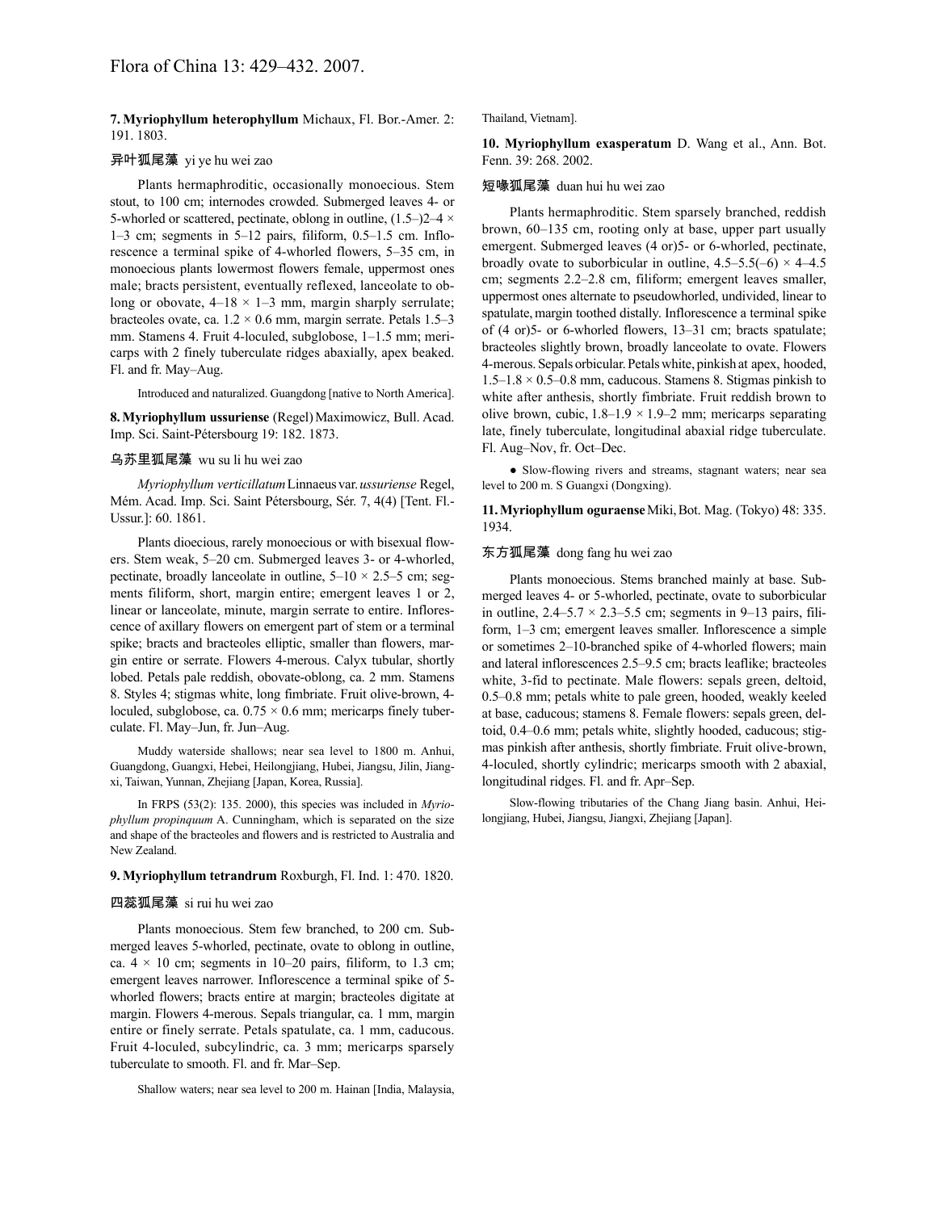**7. Myriophyllum heterophyllum** Michaux, Fl. Bor.-Amer. 2: 191. 1803.

异叶狐尾藻 yi ye hu wei zao

Plants hermaphroditic, occasionally monoecious. Stem stout, to 100 cm; internodes crowded. Submerged leaves 4- or 5-whorled or scattered, pectinate, oblong in outline, (1.5–)2–4 × 1–3 cm; segments in 5–12 pairs, filiform, 0.5–1.5 cm. Inflorescence a terminal spike of 4-whorled flowers, 5–35 cm, in monoecious plants lowermost flowers female, uppermost ones male; bracts persistent, eventually reflexed, lanceolate to oblong or obovate, 4–18 × 1–3 mm, margin sharply serrulate; bracteoles ovate, ca. 1.2 × 0.6 mm, margin serrate. Petals 1.5–3 mm. Stamens 4. Fruit 4-loculed, subglobose, 1–1.5 mm; mericarps with 2 finely tuberculate ridges abaxially, apex beaked. Fl. and fr. May–Aug.

Introduced and naturalized. Guangdong [native to North America].

**8. Myriophyllum ussuriense** (Regel) Maximowicz, Bull. Acad. Imp. Sci. Saint-Pétersbourg 19: 182. 1873.

乌苏里狐尾藻 wu su li hu wei zao

*Myriophyllum verticillatum* Linnaeus var. *ussuriense* Regel, Mém. Acad. Imp. Sci. Saint Pétersbourg, Sér. 7, 4(4) [Tent. Fl.-Ussur.]: 60. 1861.

Plants dioecious, rarely monoecious or with bisexual flowers. Stem weak, 5–20 cm. Submerged leaves 3- or 4-whorled, pectinate, broadly lanceolate in outline, 5–10 × 2.5–5 cm; segments filiform, short, margin entire; emergent leaves 1 or 2, linear or lanceolate, minute, margin serrate to entire. Inflorescence of axillary flowers on emergent part of stem or a terminal spike; bracts and bracteoles elliptic, smaller than flowers, margin entire or serrate. Flowers 4-merous. Calyx tubular, shortly lobed. Petals pale reddish, obovate-oblong, ca. 2 mm. Stamens 8. Styles 4; stigmas white, long fimbriate. Fruit olive-brown, 4-loculed, subglobose, ca. 0.75 × 0.6 mm; mericarps finely tuberculate. Fl. May–Jun, fr. Jun–Aug.

Muddy waterside shallows; near sea level to 1800 m. Anhui, Guangdong, Guangxi, Hebei, Heilongjiang, Hubei, Jiangsu, Jilin, Jiangxi, Taiwan, Yunnan, Zhejiang [Japan, Korea, Russia].

In FRPS (53(2): 135. 2000), this species was included in *Myriophyllum propinquum* A. Cunningham, which is separated on the size and shape of the bracteoles and flowers and is restricted to Australia and New Zealand.

**9. Myriophyllum tetrandrum** Roxburgh, Fl. Ind. 1: 470. 1820.

四蕊狐尾藻 si rui hu wei zao

Plants monoecious. Stem few branched, to 200 cm. Submerged leaves 5-whorled, pectinate, ovate to oblong in outline, ca. 4 × 10 cm; segments in 10–20 pairs, filiform, to 1.3 cm; emergent leaves narrower. Inflorescence a terminal spike of 5-whorled flowers; bracts entire at margin; bracteoles digitate at margin. Flowers 4-merous. Sepals triangular, ca. 1 mm, margin entire or finely serrate. Petals spatulate, ca. 1 mm, caducous. Fruit 4-loculed, subcylindric, ca. 3 mm; mericarps sparsely tuberculate to smooth. Fl. and fr. Mar–Sep.

Shallow waters; near sea level to 200 m. Hainan [India, Malaysia, Thailand, Vietnam].

**10. Myriophyllum exasperatum** D. Wang et al., Ann. Bot. Fenn. 39: 268. 2002.

短喙狐尾藻 duan hui hu wei zao

Plants hermaphroditic. Stem sparsely branched, reddish brown, 60–135 cm, rooting only at base, upper part usually emergent. Submerged leaves (4 or)5- or 6-whorled, pectinate, broadly ovate to suborbicular in outline, 4.5–5.5(–6) × 4–4.5 cm; segments 2.2–2.8 cm, filiform; emergent leaves smaller, uppermost ones alternate to pseudowhorled, undivided, linear to spatulate, margin toothed distally. Inflorescence a terminal spike of (4 or)5- or 6-whorled flowers, 13–31 cm; bracts spatulate; bracteoles slightly brown, broadly lanceolate to ovate. Flowers 4-merous. Sepals orbicular. Petals white, pinkish at apex, hooded, 1.5–1.8 × 0.5–0.8 mm, caducous. Stamens 8. Stigmas pinkish to white after anthesis, shortly fimbriate. Fruit reddish brown to olive brown, cubic, 1.8–1.9 × 1.9–2 mm; mericarps separating late, finely tuberculate, longitudinal abaxial ridge tuberculate. Fl. Aug–Nov, fr. Oct–Dec.

● Slow-flowing rivers and streams, stagnant waters; near sea level to 200 m. S Guangxi (Dongxing).

**11. Myriophyllum oguraense** Miki, Bot. Mag. (Tokyo) 48: 335. 1934.

东方狐尾藻 dong fang hu wei zao

Plants monoecious. Stems branched mainly at base. Submerged leaves 4- or 5-whorled, pectinate, ovate to suborbicular in outline, 2.4–5.7 × 2.3–5.5 cm; segments in 9–13 pairs, filiform, 1–3 cm; emergent leaves smaller. Inflorescence a simple or sometimes 2–10-branched spike of 4-whorled flowers; main and lateral inflorescences 2.5–9.5 cm; bracts leaflike; bracteoles white, 3-fid to pectinate. Male flowers: sepals green, deltoid, 0.5–0.8 mm; petals white to pale green, hooded, weakly keeled at base, caducous; stamens 8. Female flowers: sepals green, deltoid, 0.4–0.6 mm; petals white, slightly hooded, caducous; stigmas pinkish after anthesis, shortly fimbriate. Fruit olive-brown, 4-loculed, shortly cylindric; mericarps smooth with 2 abaxial, longitudinal ridges. Fl. and fr. Apr–Sep.

Slow-flowing tributaries of the Chang Jiang basin. Anhui, Heilongjiang, Hubei, Jiangsu, Jiangxi, Zhejiang [Japan].